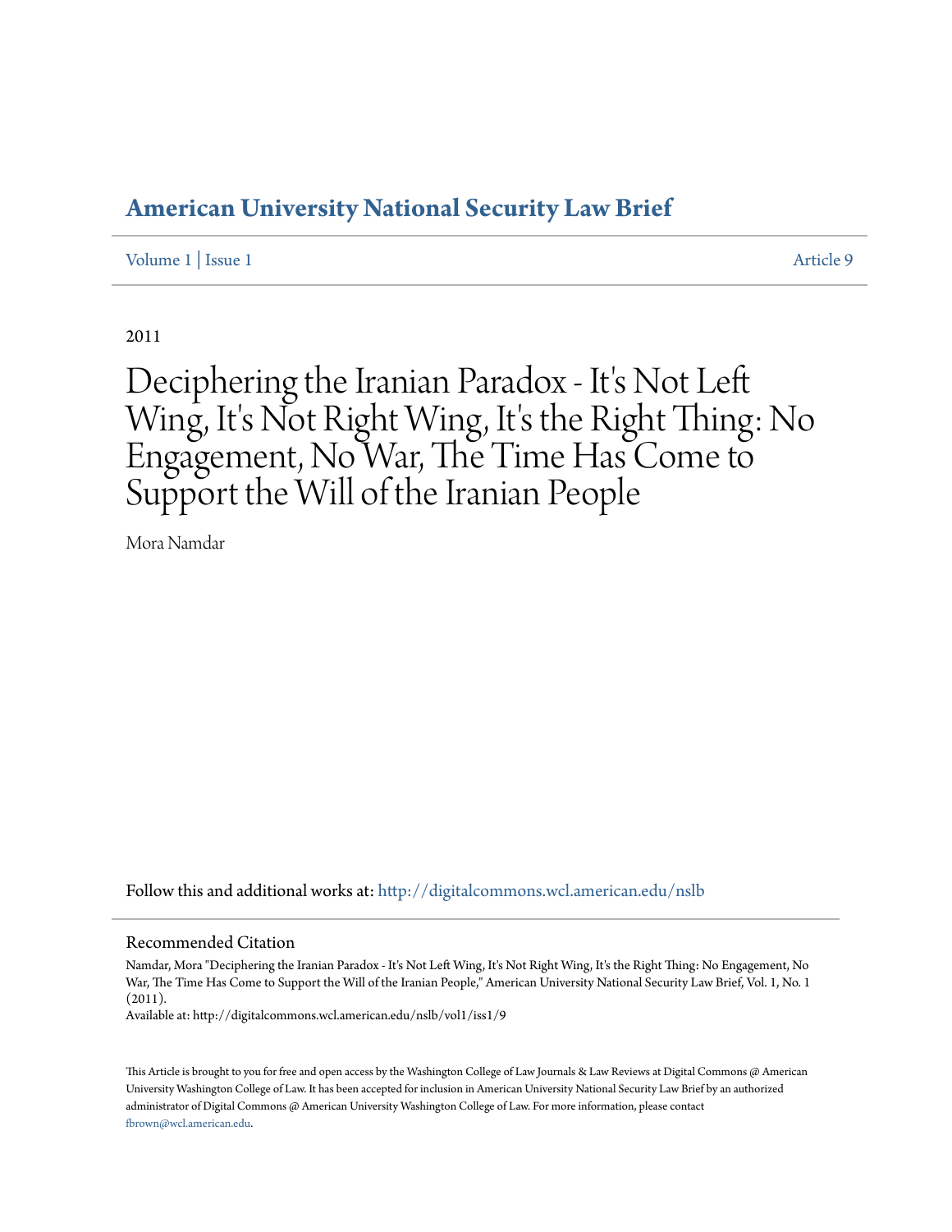# American University National Security Law Brief

Volume 1 | Issue 1 — Article 9

2011

# Deciphering the Iranian Paradox - It's Not Left Wing, It's Not Right Wing, It's the Right Thing: No Engagement, No War, The Time Has Come to Support the Will of the Iranian People

Mora Namdar

Follow this and additional works at: http://digitalcommons.wcl.american.edu/nslb

## Recommended Citation

Namdar, Mora "Deciphering the Iranian Paradox - It's Not Left Wing, It's Not Right Wing, It's the Right Thing: No Engagement, No War, The Time Has Come to Support the Will of the Iranian People," American University National Security Law Brief, Vol. 1, No. 1 (2011).
Available at: http://digitalcommons.wcl.american.edu/nslb/vol1/iss1/9

This Article is brought to you for free and open access by the Washington College of Law Journals & Law Reviews at Digital Commons @ American University Washington College of Law. It has been accepted for inclusion in American University National Security Law Brief by an authorized administrator of Digital Commons @ American University Washington College of Law. For more information, please contact fbrown@wcl.american.edu.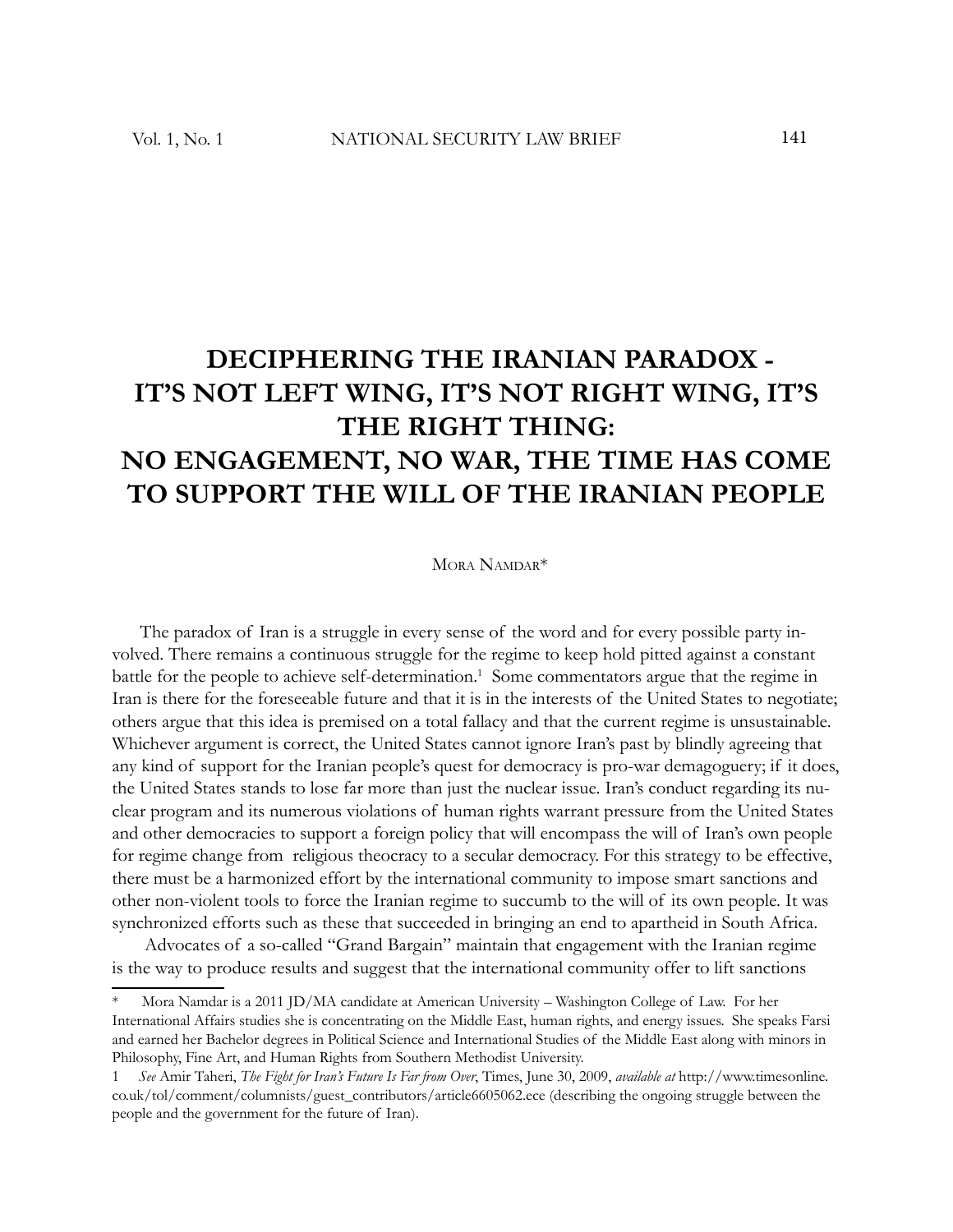# DECIPHERING THE IRANIAN PARADOX - IT'S NOT LEFT WING, IT'S NOT RIGHT WING, IT'S THE RIGHT THING: NO ENGAGEMENT, NO WAR, THE TIME HAS COME TO SUPPORT THE WILL OF THE IRANIAN PEOPLE

MORA NAMDAR*

The paradox of Iran is a struggle in every sense of the word and for every possible party involved. There remains a continuous struggle for the regime to keep hold pitted against a constant battle for the people to achieve self-determination.[1] Some commentators argue that the regime in Iran is there for the foreseeable future and that it is in the interests of the United States to negotiate; others argue that this idea is premised on a total fallacy and that the current regime is unsustainable. Whichever argument is correct, the United States cannot ignore Iran's past by blindly agreeing that any kind of support for the Iranian people's quest for democracy is pro-war demagoguery; if it does, the United States stands to lose far more than just the nuclear issue. Iran's conduct regarding its nuclear program and its numerous violations of human rights warrant pressure from the United States and other democracies to support a foreign policy that will encompass the will of Iran's own people for regime change from religious theocracy to a secular democracy. For this strategy to be effective, there must be a harmonized effort by the international community to impose smart sanctions and other non-violent tools to force the Iranian regime to succumb to the will of its own people. It was synchronized efforts such as these that succeeded in bringing an end to apartheid in South Africa.

Advocates of a so-called "Grand Bargain" maintain that engagement with the Iranian regime is the way to produce results and suggest that the international community offer to lift sanctions

---

\* Mora Namdar is a 2011 JD/MA candidate at American University – Washington College of Law. For her International Affairs studies she is concentrating on the Middle East, human rights, and energy issues. She speaks Farsi and earned her Bachelor degrees in Political Science and International Studies of the Middle East along with minors in Philosophy, Fine Art, and Human Rights from Southern Methodist University.

1 *See* Amir Taheri, *The Fight for Iran's Future Is Far from Over*, Times, June 30, 2009, *available at* http://www.timesonline.co.uk/tol/comment/columnists/guest_contributors/article6605062.ece (describing the ongoing struggle between the people and the government for the future of Iran).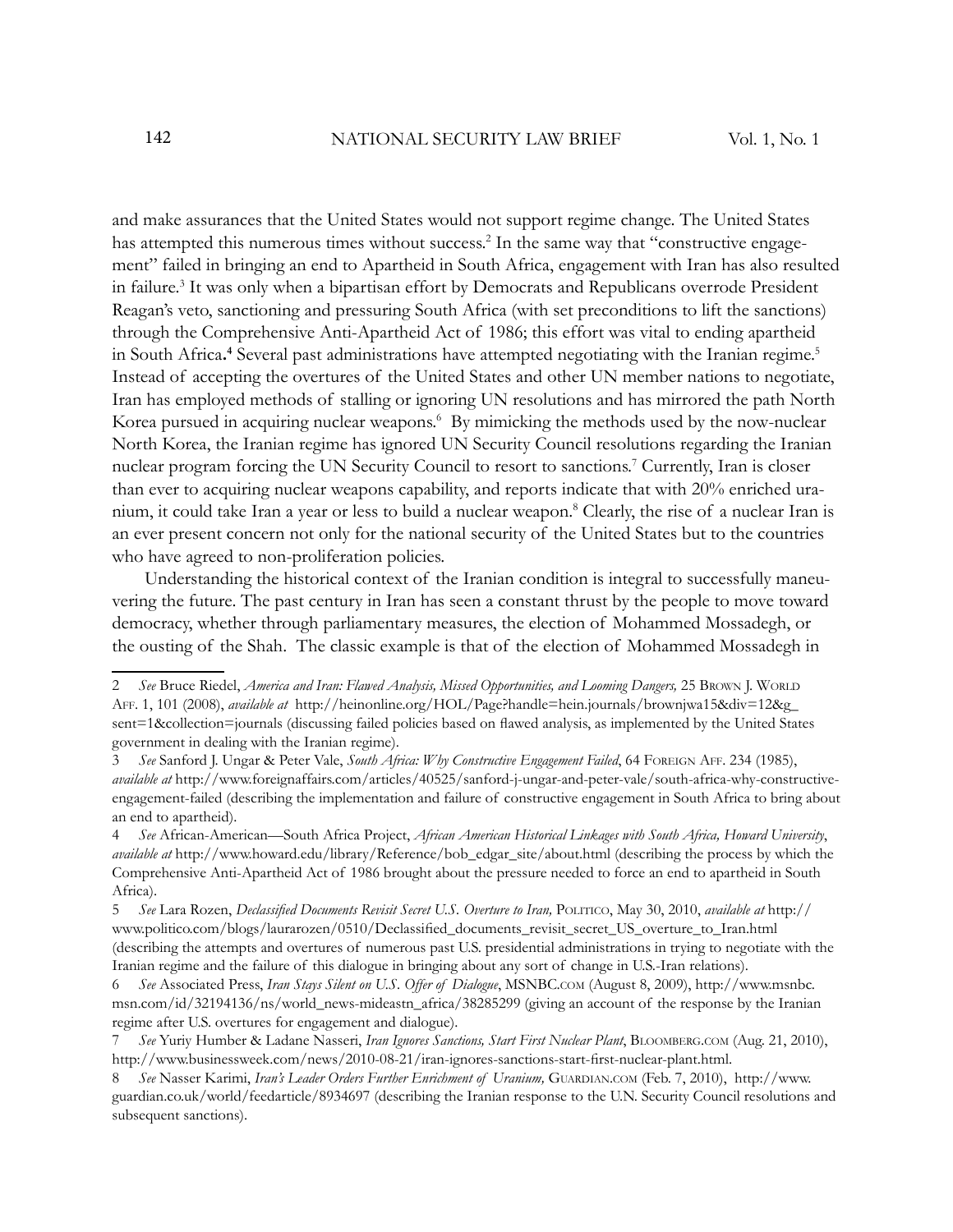and make assurances that the United States would not support regime change. The United States has attempted this numerous times without success.[2] In the same way that "constructive engagement" failed in bringing an end to Apartheid in South Africa, engagement with Iran has also resulted in failure.[3] It was only when a bipartisan effort by Democrats and Republicans overrode President Reagan's veto, sanctioning and pressuring South Africa (with set preconditions to lift the sanctions) through the Comprehensive Anti-Apartheid Act of 1986; this effort was vital to ending apartheid in South Africa.[4] Several past administrations have attempted negotiating with the Iranian regime.[5] Instead of accepting the overtures of the United States and other UN member nations to negotiate, Iran has employed methods of stalling or ignoring UN resolutions and has mirrored the path North Korea pursued in acquiring nuclear weapons.[6] By mimicking the methods used by the now-nuclear North Korea, the Iranian regime has ignored UN Security Council resolutions regarding the Iranian nuclear program forcing the UN Security Council to resort to sanctions.[7] Currently, Iran is closer than ever to acquiring nuclear weapons capability, and reports indicate that with 20% enriched uranium, it could take Iran a year or less to build a nuclear weapon.[8] Clearly, the rise of a nuclear Iran is an ever present concern not only for the national security of the United States but to the countries who have agreed to non-proliferation policies.

Understanding the historical context of the Iranian condition is integral to successfully maneuvering the future. The past century in Iran has seen a constant thrust by the people to move toward democracy, whether through parliamentary measures, the election of Mohammed Mossadegh, or the ousting of the Shah. The classic example is that of the election of Mohammed Mossadegh in

---

2 *See* Bruce Riedel, *America and Iran: Flawed Analysis, Missed Opportunities, and Looming Dangers,* 25 Brown J. World Aff. 1, 101 (2008), *available at* http://heinonline.org/HOL/Page?handle=hein.journals/brownjwa15&div=12&g_sent=1&collection=journals (discussing failed policies based on flawed analysis, as implemented by the United States government in dealing with the Iranian regime).

3 *See* Sanford J. Ungar & Peter Vale, *South Africa: Why Constructive Engagement Failed*, 64 Foreign Aff. 234 (1985), *available at* http://www.foreignaffairs.com/articles/40525/sanford-j-ungar-and-peter-vale/south-africa-why-constructive-engagement-failed (describing the implementation and failure of constructive engagement in South Africa to bring about an end to apartheid).

4 *See* African-American—South Africa Project, *African American Historical Linkages with South Africa, Howard University*, *available at* http://www.howard.edu/library/Reference/bob_edgar_site/about.html (describing the process by which the Comprehensive Anti-Apartheid Act of 1986 brought about the pressure needed to force an end to apartheid in South Africa).

5 *See* Lara Rozen, *Declassified Documents Revisit Secret U.S. Overture to Iran,* Politico, May 30, 2010, *available at* http://www.politico.com/blogs/laurarozen/0510/Declassified_documents_revisit_secret_US_overture_to_Iran.html (describing the attempts and overtures of numerous past U.S. presidential administrations in trying to negotiate with the Iranian regime and the failure of this dialogue in bringing about any sort of change in U.S.-Iran relations).

6 *See* Associated Press, *Iran Stays Silent on U.S. Offer of Dialogue*, MSNBC.com (August 8, 2009), http://www.msnbc.msn.com/id/32194136/ns/world_news-mideastn_africa/38285299 (giving an account of the response by the Iranian regime after U.S. overtures for engagement and dialogue).

7 *See* Yuriy Humber & Ladane Nasseri, *Iran Ignores Sanctions, Start First Nuclear Plant*, Bloomberg.com (Aug. 21, 2010), http://www.businessweek.com/news/2010-08-21/iran-ignores-sanctions-start-first-nuclear-plant.html.

8 *See* Nasser Karimi, *Iran's Leader Orders Further Enrichment of Uranium,* Guardian.com (Feb. 7, 2010), http://www.guardian.co.uk/world/feedarticle/8934697 (describing the Iranian response to the U.N. Security Council resolutions and subsequent sanctions).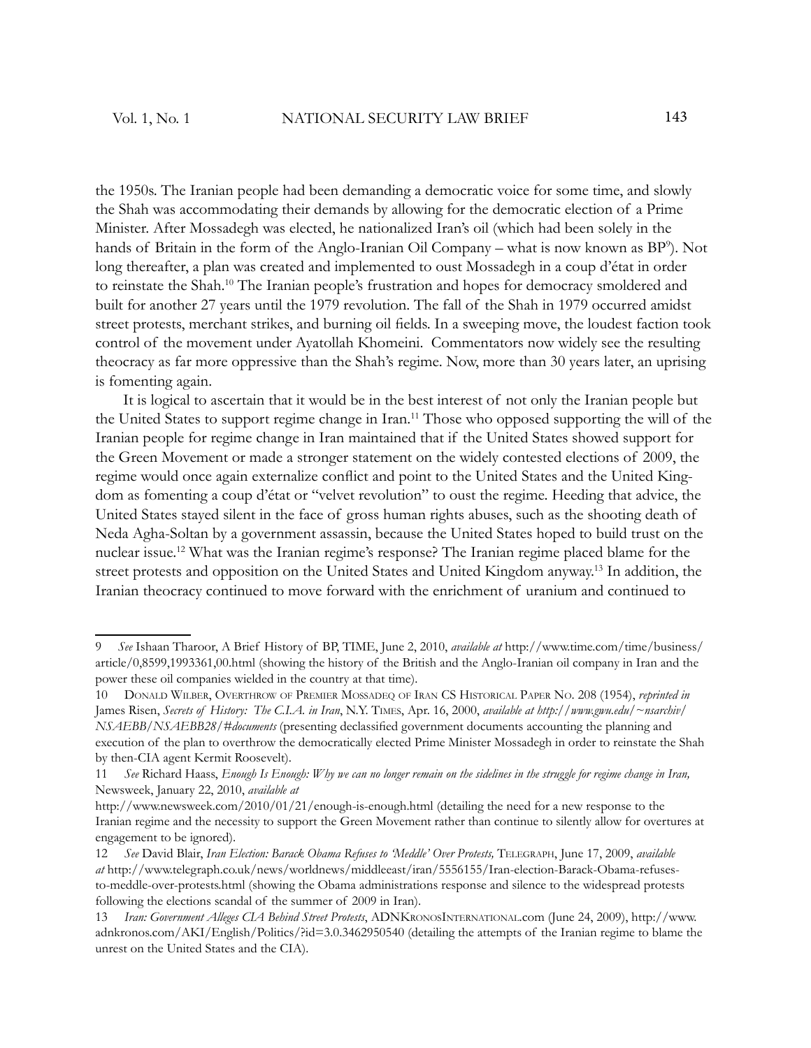the 1950s. The Iranian people had been demanding a democratic voice for some time, and slowly the Shah was accommodating their demands by allowing for the democratic election of a Prime Minister. After Mossadegh was elected, he nationalized Iran's oil (which had been solely in the hands of Britain in the form of the Anglo-Iranian Oil Company – what is now known as BP[9]). Not long thereafter, a plan was created and implemented to oust Mossadegh in a coup d'état in order to reinstate the Shah.[10] The Iranian people's frustration and hopes for democracy smoldered and built for another 27 years until the 1979 revolution. The fall of the Shah in 1979 occurred amidst street protests, merchant strikes, and burning oil fields. In a sweeping move, the loudest faction took control of the movement under Ayatollah Khomeini. Commentators now widely see the resulting theocracy as far more oppressive than the Shah's regime. Now, more than 30 years later, an uprising is fomenting again.

It is logical to ascertain that it would be in the best interest of not only the Iranian people but the United States to support regime change in Iran.[11] Those who opposed supporting the will of the Iranian people for regime change in Iran maintained that if the United States showed support for the Green Movement or made a stronger statement on the widely contested elections of 2009, the regime would once again externalize conflict and point to the United States and the United Kingdom as fomenting a coup d'état or "velvet revolution" to oust the regime. Heeding that advice, the United States stayed silent in the face of gross human rights abuses, such as the shooting death of Neda Agha-Soltan by a government assassin, because the United States hoped to build trust on the nuclear issue.[12] What was the Iranian regime's response? The Iranian regime placed blame for the street protests and opposition on the United States and United Kingdom anyway.[13] In addition, the Iranian theocracy continued to move forward with the enrichment of uranium and continued to

---

9 *See* Ishaan Tharoor, A Brief History of BP, TIME, June 2, 2010, *available at* http://www.time.com/time/business/article/0,8599,1993361,00.html (showing the history of the British and the Anglo-Iranian oil company in Iran and the power these oil companies wielded in the country at that time).

10 Donald Wilber, Overthrow of Premier Mossadeq of Iran CS Historical Paper No. 208 (1954), *reprinted in* James Risen, *Secrets of History: The C.I.A. in Iran*, N.Y. Times, Apr. 16, 2000, *available at http://www.gwu.edu/~nsarchiv/NSAEBB/NSAEBB28/#documents* (presenting declassified government documents accounting the planning and execution of the plan to overthrow the democratically elected Prime Minister Mossadegh in order to reinstate the Shah by then-CIA agent Kermit Roosevelt).

11 *See* Richard Haass, *Enough Is Enough: Why we can no longer remain on the sidelines in the struggle for regime change in Iran,* Newsweek, January 22, 2010, *available at* http://www.newsweek.com/2010/01/21/enough-is-enough.html (detailing the need for a new response to the Iranian regime and the necessity to support the Green Movement rather than continue to silently allow for overtures at engagement to be ignored).

12 *See* David Blair, *Iran Election: Barack Obama Refuses to 'Meddle' Over Protests,* Telegraph, June 17, 2009, *available at* http://www.telegraph.co.uk/news/worldnews/middleeast/iran/5556155/Iran-election-Barack-Obama-refuses-to-meddle-over-protests.html (showing the Obama administrations response and silence to the widespread protests following the elections scandal of the summer of 2009 in Iran).

13 *Iran: Government Alleges CIA Behind Street Protests*, ADNKronosInternational.com (June 24, 2009), http://www.adnkronos.com/AKI/English/Politics/?id=3.0.3462950540 (detailing the attempts of the Iranian regime to blame the unrest on the United States and the CIA).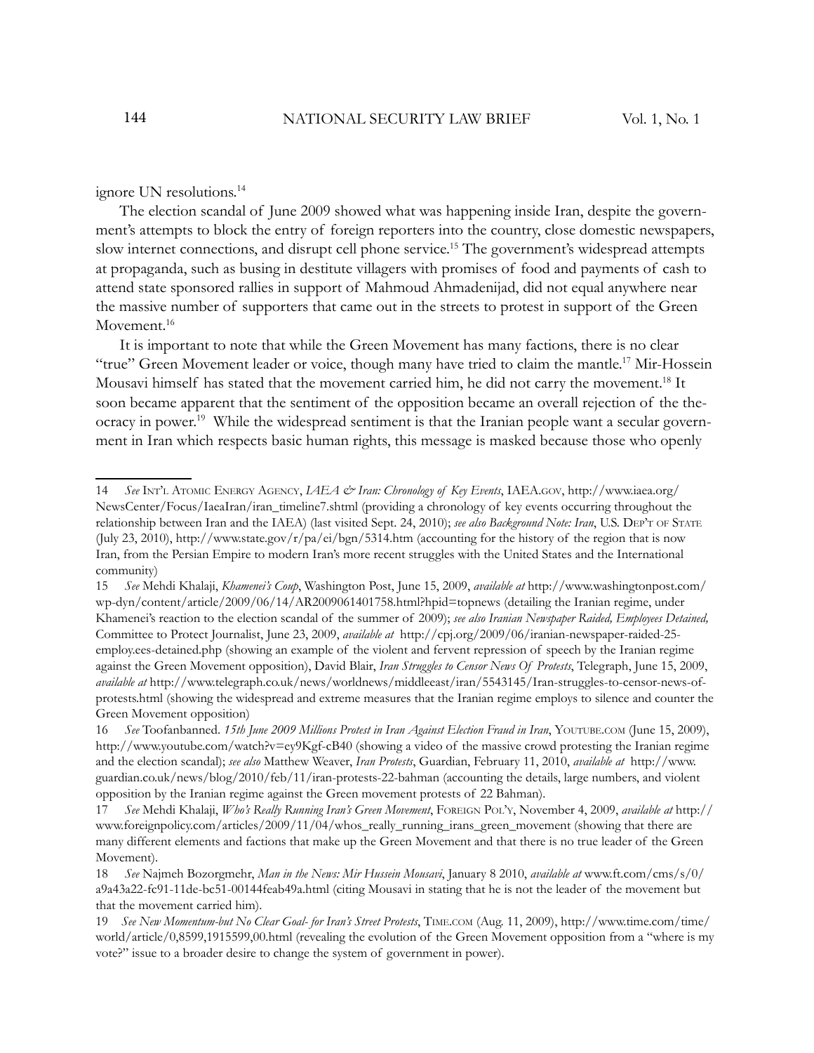ignore UN resolutions.[14]

The election scandal of June 2009 showed what was happening inside Iran, despite the government's attempts to block the entry of foreign reporters into the country, close domestic newspapers, slow internet connections, and disrupt cell phone service.[15] The government's widespread attempts at propaganda, such as busing in destitute villagers with promises of food and payments of cash to attend state sponsored rallies in support of Mahmoud Ahmadenijad, did not equal anywhere near the massive number of supporters that came out in the streets to protest in support of the Green Movement.[16]

It is important to note that while the Green Movement has many factions, there is no clear "true" Green Movement leader or voice, though many have tried to claim the mantle.[17] Mir-Hossein Mousavi himself has stated that the movement carried him, he did not carry the movement.[18] It soon became apparent that the sentiment of the opposition became an overall rejection of the theocracy in power.[19] While the widespread sentiment is that the Iranian people want a secular government in Iran which respects basic human rights, this message is masked because those who openly

---

14 *See* Int'l Atomic Energy Agency, *IAEA & Iran: Chronology of Key Events*, IAEA.gov, http://www.iaea.org/NewsCenter/Focus/IaeaIran/iran_timeline7.shtml (providing a chronology of key events occurring throughout the relationship between Iran and the IAEA) (last visited Sept. 24, 2010); *see also Background Note: Iran*, U.S. Dep't of State (July 23, 2010), http://www.state.gov/r/pa/ei/bgn/5314.htm (accounting for the history of the region that is now Iran, from the Persian Empire to modern Iran's more recent struggles with the United States and the International community)

15 *See* Mehdi Khalaji, *Khamenei's Coup*, Washington Post, June 15, 2009, *available at* http://www.washingtonpost.com/wp-dyn/content/article/2009/06/14/AR2009061401758.html?hpid=topnews (detailing the Iranian regime, under Khamenei's reaction to the election scandal of the summer of 2009); *see also Iranian Newspaper Raided, Employees Detained,* Committee to Protect Journalist, June 23, 2009, *available at* http://cpj.org/2009/06/iranian-newspaper-raided-25-employ.ees-detained.php (showing an example of the violent and fervent repression of speech by the Iranian regime against the Green Movement opposition), David Blair, *Iran Struggles to Censor News Of Protests*, Telegraph, June 15, 2009, *available at* http://www.telegraph.co.uk/news/worldnews/middleeast/iran/5543145/Iran-struggles-to-censor-news-of-protests.html (showing the widespread and extreme measures that the Iranian regime employs to silence and counter the Green Movement opposition)

16 *See* Toofanbanned. *15th June 2009 Millions Protest in Iran Against Election Fraud in Iran*, YouTube.com (June 15, 2009), http://www.youtube.com/watch?v=ey9Kgf-cB40 (showing a video of the massive crowd protesting the Iranian regime and the election scandal); *see also* Matthew Weaver, *Iran Protests*, Guardian, February 11, 2010, *available at* http://www.guardian.co.uk/news/blog/2010/feb/11/iran-protests-22-bahman (accounting the details, large numbers, and violent opposition by the Iranian regime against the Green movement protests of 22 Bahman).

17 *See* Mehdi Khalaji, *Who's Really Running Iran's Green Movement*, Foreign Pol'y, November 4, 2009, *available at* http://www.foreignpolicy.com/articles/2009/11/04/whos_really_running_irans_green_movement (showing that there are many different elements and factions that make up the Green Movement and that there is no true leader of the Green Movement).

18 *See* Najmeh Bozorgmehr, *Man in the News: Mir Hussein Mousavi*, January 8 2010, *available at* www.ft.com/cms/s/0/a9a43a22-fc91-11de-bc51-00144feab49a.html (citing Mousavi in stating that he is not the leader of the movement but that the movement carried him).

19 *See New Momentum-but No Clear Goal- for Iran's Street Protests*, Time.com (Aug. 11, 2009), http://www.time.com/time/world/article/0,8599,1915599,00.html (revealing the evolution of the Green Movement opposition from a "where is my vote?" issue to a broader desire to change the system of government in power).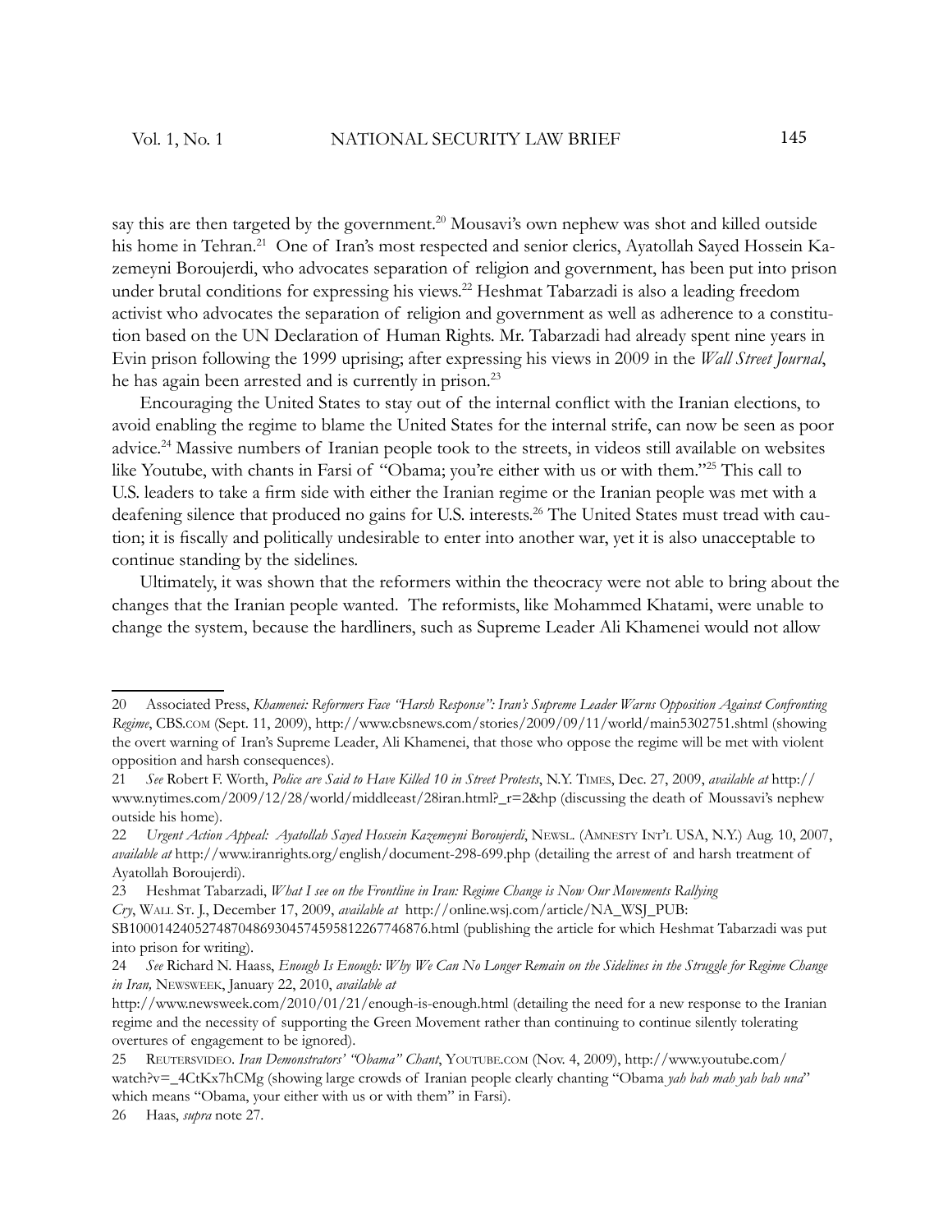say this are then targeted by the government.[20] Mousavi's own nephew was shot and killed outside his home in Tehran.[21] One of Iran's most respected and senior clerics, Ayatollah Sayed Hossein Kazemeyni Boroujerdi, who advocates separation of religion and government, has been put into prison under brutal conditions for expressing his views.[22] Heshmat Tabarzadi is also a leading freedom activist who advocates the separation of religion and government as well as adherence to a constitution based on the UN Declaration of Human Rights. Mr. Tabarzadi had already spent nine years in Evin prison following the 1999 uprising; after expressing his views in 2009 in the *Wall Street Journal*, he has again been arrested and is currently in prison.[23]

Encouraging the United States to stay out of the internal conflict with the Iranian elections, to avoid enabling the regime to blame the United States for the internal strife, can now be seen as poor advice.[24] Massive numbers of Iranian people took to the streets, in videos still available on websites like Youtube, with chants in Farsi of "Obama; you're either with us or with them."[25] This call to U.S. leaders to take a firm side with either the Iranian regime or the Iranian people was met with a deafening silence that produced no gains for U.S. interests.[26] The United States must tread with caution; it is fiscally and politically undesirable to enter into another war, yet it is also unacceptable to continue standing by the sidelines.

Ultimately, it was shown that the reformers within the theocracy were not able to bring about the changes that the Iranian people wanted. The reformists, like Mohammed Khatami, were unable to change the system, because the hardliners, such as Supreme Leader Ali Khamenei would not allow

---

20 Associated Press, *Khamenei: Reformers Face "Harsh Response": Iran's Supreme Leader Warns Opposition Against Confronting Regime*, CBS.COM (Sept. 11, 2009), http://www.cbsnews.com/stories/2009/09/11/world/main5302751.shtml (showing the overt warning of Iran's Supreme Leader, Ali Khamenei, that those who oppose the regime will be met with violent opposition and harsh consequences).

21 *See* Robert F. Worth, *Police are Said to Have Killed 10 in Street Protests*, N.Y. TIMES, Dec. 27, 2009, *available at* http://www.nytimes.com/2009/12/28/world/middleeast/28iran.html?_r=2&hp (discussing the death of Moussavi's nephew outside his home).

22 *Urgent Action Appeal: Ayatollah Sayed Hossein Kazemeyni Boroujerdi*, NEWSL. (AMNESTY INT'L USA, N.Y.) Aug. 10, 2007, *available at* http://www.iranrights.org/english/document-298-699.php (detailing the arrest of and harsh treatment of Ayatollah Boroujerdi).

23 Heshmat Tabarzadi, *What I see on the Frontline in Iran: Regime Change is Now Our Movements Rallying Cry*, WALL ST. J., December 17, 2009, *available at* http://online.wsj.com/article/NA_WSJ_PUB:SB10001424052748704869304574595812267746876.html (publishing the article for which Heshmat Tabarzadi was put into prison for writing).

24 *See* Richard N. Haass, *Enough Is Enough: Why We Can No Longer Remain on the Sidelines in the Struggle for Regime Change in Iran,* NEWSWEEK, January 22, 2010, *available at* http://www.newsweek.com/2010/01/21/enough-is-enough.html (detailing the need for a new response to the Iranian regime and the necessity of supporting the Green Movement rather than continuing to continue silently tolerating overtures of engagement to be ignored).

25 REUTERSVIDEO. *Iran Demonstrators' "Obama" Chant*, YOUTUBE.COM (Nov. 4, 2009), http://www.youtube.com/watch?v=_4CtKx7hCMg (showing large crowds of Iranian people clearly chanting "Obama *yah bah mah yah bah una*" which means "Obama, your either with us or with them" in Farsi).

26 Haas, *supra* note 27.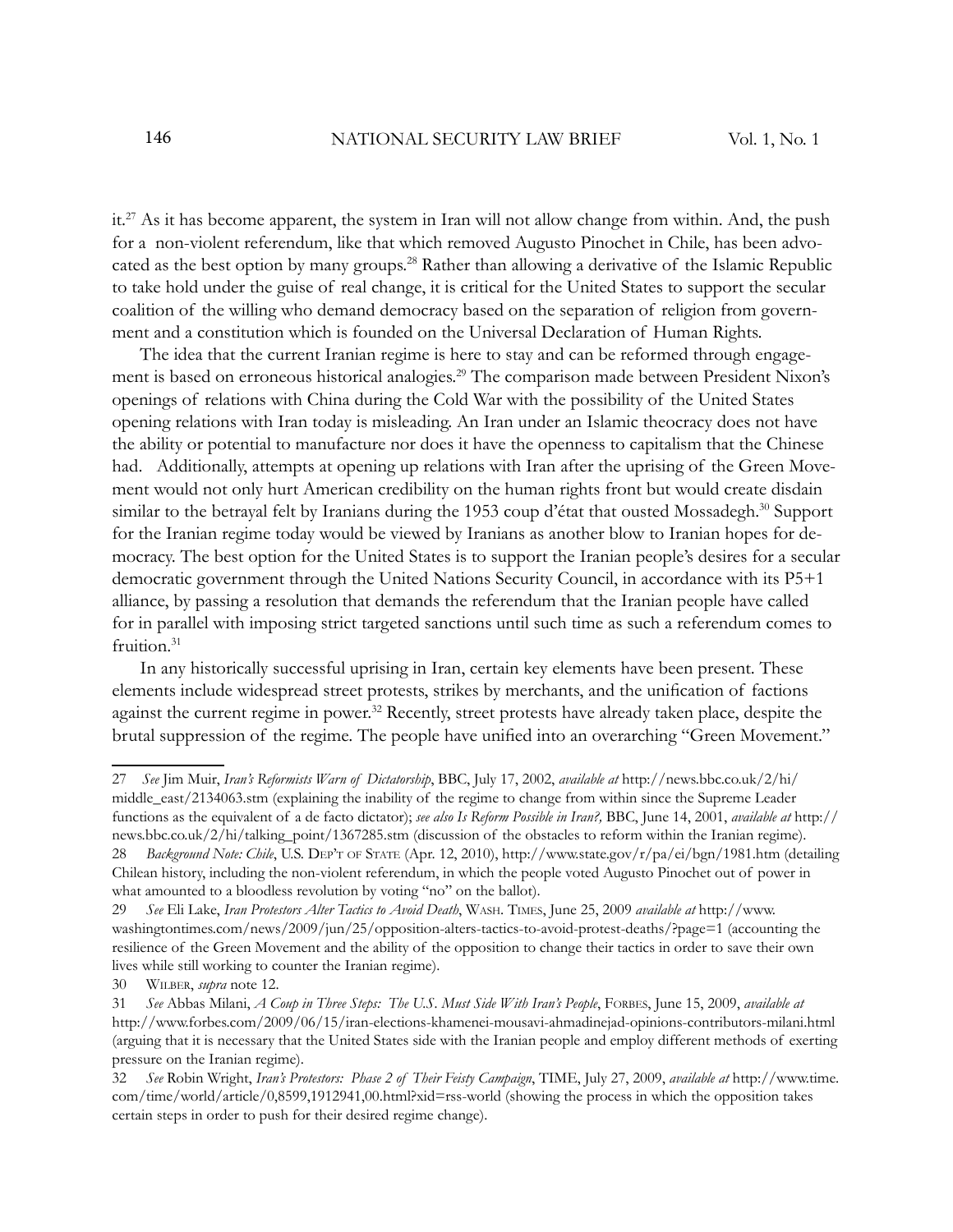it.[27] As it has become apparent, the system in Iran will not allow change from within. And, the push for a non-violent referendum, like that which removed Augusto Pinochet in Chile, has been advocated as the best option by many groups.[28] Rather than allowing a derivative of the Islamic Republic to take hold under the guise of real change, it is critical for the United States to support the secular coalition of the willing who demand democracy based on the separation of religion from government and a constitution which is founded on the Universal Declaration of Human Rights.

The idea that the current Iranian regime is here to stay and can be reformed through engagement is based on erroneous historical analogies.[29] The comparison made between President Nixon's openings of relations with China during the Cold War with the possibility of the United States opening relations with Iran today is misleading. An Iran under an Islamic theocracy does not have the ability or potential to manufacture nor does it have the openness to capitalism that the Chinese had. Additionally, attempts at opening up relations with Iran after the uprising of the Green Movement would not only hurt American credibility on the human rights front but would create disdain similar to the betrayal felt by Iranians during the 1953 coup d'état that ousted Mossadegh.[30] Support for the Iranian regime today would be viewed by Iranians as another blow to Iranian hopes for democracy. The best option for the United States is to support the Iranian people's desires for a secular democratic government through the United Nations Security Council, in accordance with its P5+1 alliance, by passing a resolution that demands the referendum that the Iranian people have called for in parallel with imposing strict targeted sanctions until such time as such a referendum comes to fruition.[31]

In any historically successful uprising in Iran, certain key elements have been present. These elements include widespread street protests, strikes by merchants, and the unification of factions against the current regime in power.[32] Recently, street protests have already taken place, despite the brutal suppression of the regime. The people have unified into an overarching "Green Movement."

---

27 *See* Jim Muir, *Iran's Reformists Warn of Dictatorship*, BBC, July 17, 2002, *available at* http://news.bbc.co.uk/2/hi/middle_east/2134063.stm (explaining the inability of the regime to change from within since the Supreme Leader functions as the equivalent of a de facto dictator); *see also Is Reform Possible in Iran?,* BBC, June 14, 2001, *available at* http://news.bbc.co.uk/2/hi/talking_point/1367285.stm (discussion of the obstacles to reform within the Iranian regime).

28 *Background Note: Chile*, U.S. DEP'T OF STATE (Apr. 12, 2010), http://www.state.gov/r/pa/ei/bgn/1981.htm (detailing Chilean history, including the non-violent referendum, in which the people voted Augusto Pinochet out of power in what amounted to a bloodless revolution by voting "no" on the ballot).

29 *See* Eli Lake, *Iran Protestors Alter Tactics to Avoid Death*, WASH. TIMES, June 25, 2009 *available at* http://www.washingtontimes.com/news/2009/jun/25/opposition-alters-tactics-to-avoid-protest-deaths/?page=1 (accounting the resilience of the Green Movement and the ability of the opposition to change their tactics in order to save their own lives while still working to counter the Iranian regime).

30 WILBER, *supra* note 12.

31 *See* Abbas Milani, *A Coup in Three Steps: The U.S. Must Side With Iran's People*, FORBES, June 15, 2009, *available at* http://www.forbes.com/2009/06/15/iran-elections-khamenei-mousavi-ahmadinejad-opinions-contributors-milani.html (arguing that it is necessary that the United States side with the Iranian people and employ different methods of exerting pressure on the Iranian regime).

32 *See* Robin Wright, *Iran's Protestors: Phase 2 of Their Feisty Campaign*, TIME, July 27, 2009, *available at* http://www.time.com/time/world/article/0,8599,1912941,00.html?xid=rss-world (showing the process in which the opposition takes certain steps in order to push for their desired regime change).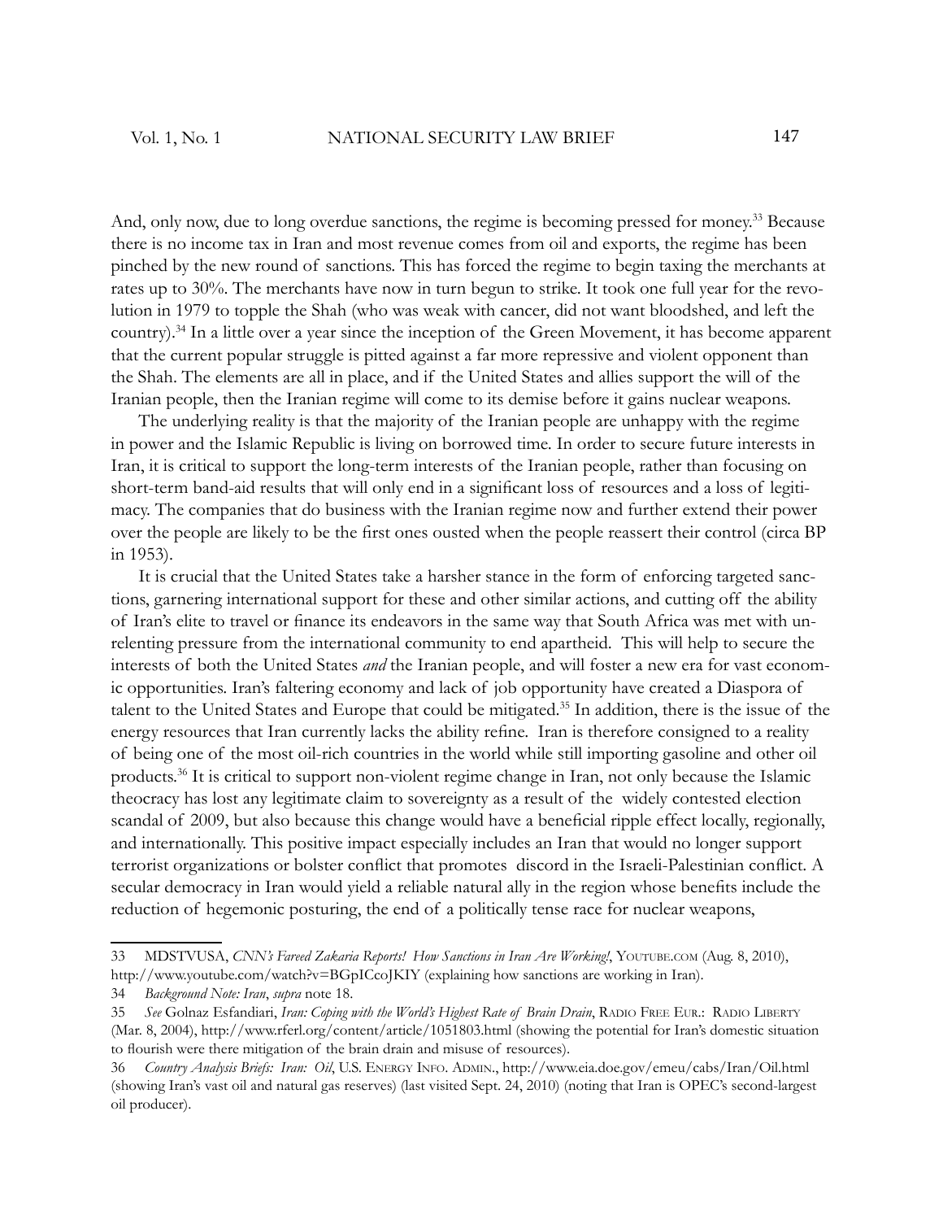And, only now, due to long overdue sanctions, the regime is becoming pressed for money.[33] Because there is no income tax in Iran and most revenue comes from oil and exports, the regime has been pinched by the new round of sanctions. This has forced the regime to begin taxing the merchants at rates up to 30%. The merchants have now in turn begun to strike. It took one full year for the revolution in 1979 to topple the Shah (who was weak with cancer, did not want bloodshed, and left the country).[34] In a little over a year since the inception of the Green Movement, it has become apparent that the current popular struggle is pitted against a far more repressive and violent opponent than the Shah. The elements are all in place, and if the United States and allies support the will of the Iranian people, then the Iranian regime will come to its demise before it gains nuclear weapons.

The underlying reality is that the majority of the Iranian people are unhappy with the regime in power and the Islamic Republic is living on borrowed time. In order to secure future interests in Iran, it is critical to support the long-term interests of the Iranian people, rather than focusing on short-term band-aid results that will only end in a significant loss of resources and a loss of legitimacy. The companies that do business with the Iranian regime now and further extend their power over the people are likely to be the first ones ousted when the people reassert their control (circa BP in 1953).

It is crucial that the United States take a harsher stance in the form of enforcing targeted sanctions, garnering international support for these and other similar actions, and cutting off the ability of Iran's elite to travel or finance its endeavors in the same way that South Africa was met with unrelenting pressure from the international community to end apartheid. This will help to secure the interests of both the United States *and* the Iranian people, and will foster a new era for vast economic opportunities. Iran's faltering economy and lack of job opportunity have created a Diaspora of talent to the United States and Europe that could be mitigated.[35] In addition, there is the issue of the energy resources that Iran currently lacks the ability refine. Iran is therefore consigned to a reality of being one of the most oil-rich countries in the world while still importing gasoline and other oil products.[36] It is critical to support non-violent regime change in Iran, not only because the Islamic theocracy has lost any legitimate claim to sovereignty as a result of the widely contested election scandal of 2009, but also because this change would have a beneficial ripple effect locally, regionally, and internationally. This positive impact especially includes an Iran that would no longer support terrorist organizations or bolster conflict that promotes discord in the Israeli-Palestinian conflict. A secular democracy in Iran would yield a reliable natural ally in the region whose benefits include the reduction of hegemonic posturing, the end of a politically tense race for nuclear weapons,

---

33 MDSTVUSA, *CNN's Fareed Zakaria Reports! How Sanctions in Iran Are Working!*, YOUTUBE.COM (Aug. 8, 2010), http://www.youtube.com/watch?v=BGpICcoJKIY (explaining how sanctions are working in Iran).

34 *Background Note: Iran*, *supra* note 18.

35 *See* Golnaz Esfandiari, *Iran: Coping with the World's Highest Rate of Brain Drain*, RADIO FREE EUR.: RADIO LIBERTY (Mar. 8, 2004), http://www.rferl.org/content/article/1051803.html (showing the potential for Iran's domestic situation to flourish were there mitigation of the brain drain and misuse of resources).

36 *Country Analysis Briefs: Iran: Oil*, U.S. ENERGY INFO. ADMIN., http://www.eia.doe.gov/emeu/cabs/Iran/Oil.html (showing Iran's vast oil and natural gas reserves) (last visited Sept. 24, 2010) (noting that Iran is OPEC's second-largest oil producer).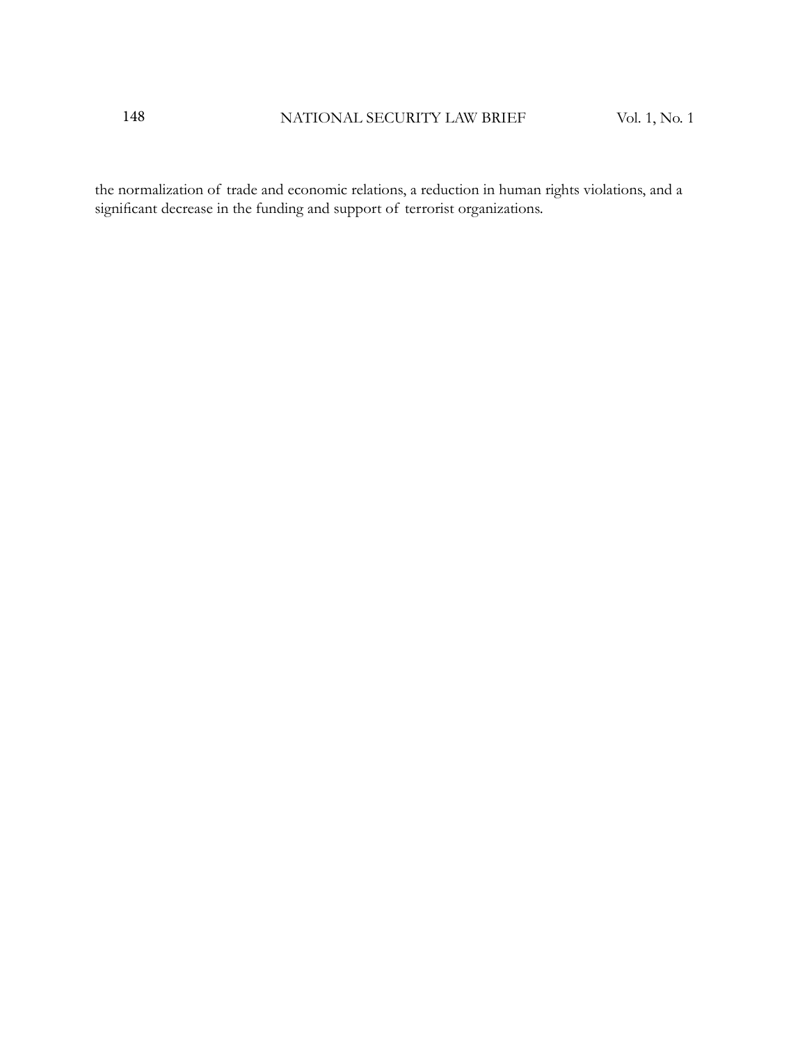the normalization of trade and economic relations, a reduction in human rights violations, and a significant decrease in the funding and support of terrorist organizations.